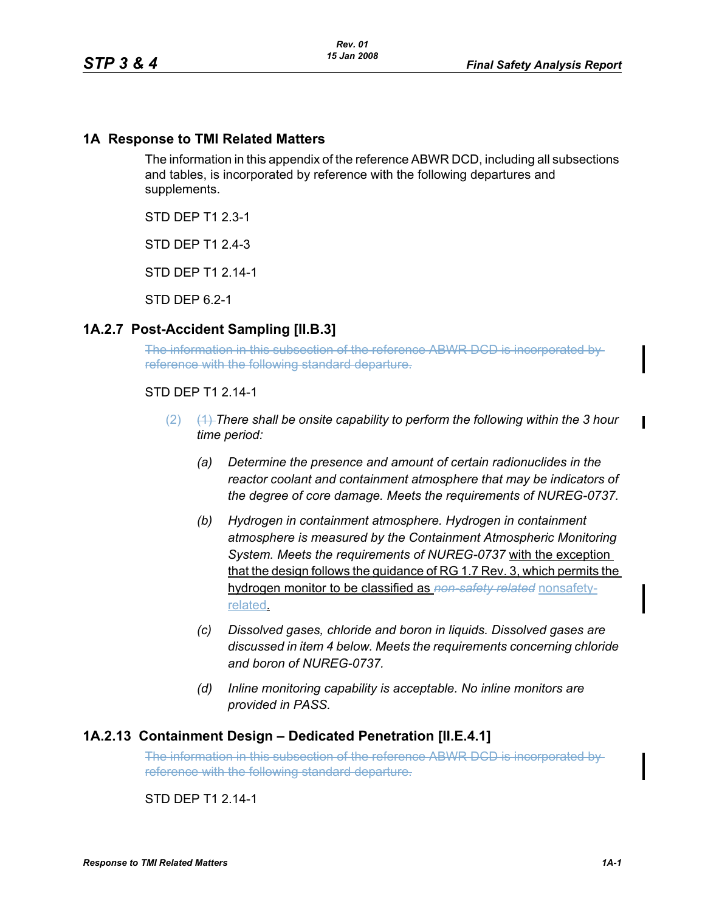# 1A Response to TMI Related Matters

The information in this appendix of the reference ABWR DCD, including all subsections and tables, is incorporated by reference with the following departures and supplements.

STD DEP T1 2.3-1

STD DEP T1 2.4-3

STD DEP T1 2.14-1

STD DEP 6.2-1

## 1A.2.7 Post-Accident Sampling [II.B.3]

~~The information in this subsection of the reference ABWR DCD is incorporated by reference with the following standard departure.~~

STD DEP T1 2.14-1

(2) ~~(1)~~ *There shall be onsite capability to perform the following within the 3 hour time period:*

*(a) Determine the presence and amount of certain radionuclides in the reactor coolant and containment atmosphere that may be indicators of the degree of core damage. Meets the requirements of NUREG-0737.*

*(b) Hydrogen in containment atmosphere. Hydrogen in containment atmosphere is measured by the Containment Atmospheric Monitoring System. Meets the requirements of NUREG-0737* with the exception that the design follows the guidance of RG 1.7 Rev. 3, which permits the hydrogen monitor to be classified as ~~*non-safety related*~~ nonsafety-related.

*(c) Dissolved gases, chloride and boron in liquids. Dissolved gases are discussed in item 4 below. Meets the requirements concerning chloride and boron of NUREG-0737.*

*(d) Inline monitoring capability is acceptable. No inline monitors are provided in PASS.*

## 1A.2.13 Containment Design – Dedicated Penetration [II.E.4.1]

~~The information in this subsection of the reference ABWR DCD is incorporated by reference with the following standard departure.~~

STD DEP T1 2.14-1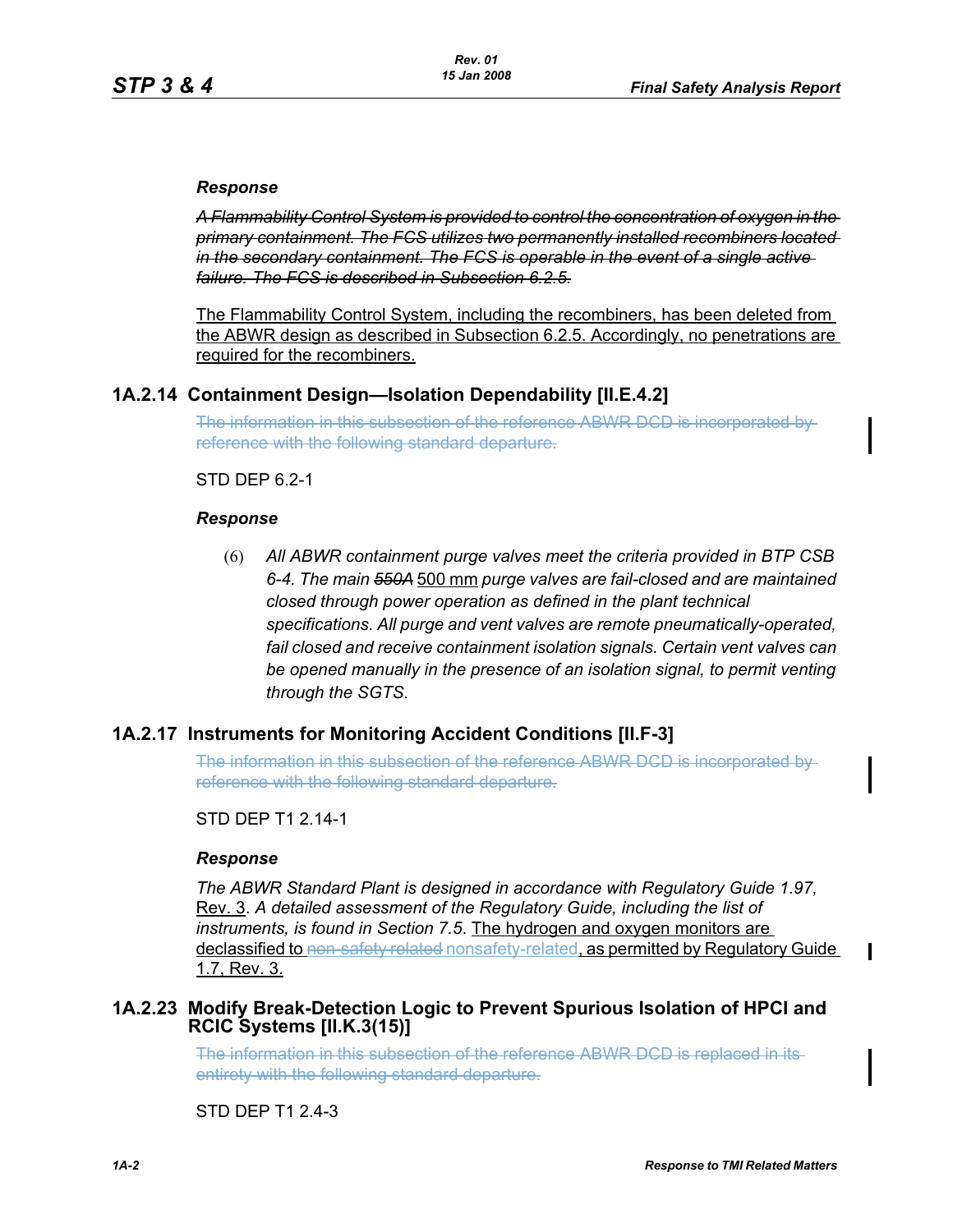***Response***

~~*A Flammability Control System is provided to control the concentration of oxygen in the primary containment. The FCS utilizes two permanently installed recombiners located in the secondary containment. The FCS is operable in the event of a single active failure. The FCS is described in Subsection 6.2.5.*~~

<u>The Flammability Control System, including the recombiners, has been deleted from the ABWR design as described in Subsection 6.2.5. Accordingly, no penetrations are required for the recombiners.</u>

## 1A.2.14 Containment Design—Isolation Dependability [II.E.4.2]

~~The information in this subsection of the reference ABWR DCD is incorporated by reference with the following standard departure.~~

STD DEP 6.2-1

***Response***

(6) *All ABWR containment purge valves meet the criteria provided in BTP CSB 6-4. The main ~~550A~~* <u>500 mm</u> *purge valves are fail-closed and are maintained closed through power operation as defined in the plant technical specifications. All purge and vent valves are remote pneumatically-operated, fail closed and receive containment isolation signals. Certain vent valves can be opened manually in the presence of an isolation signal, to permit venting through the SGTS.*

## 1A.2.17 Instruments for Monitoring Accident Conditions [II.F-3]

~~The information in this subsection of the reference ABWR DCD is incorporated by reference with the following standard departure.~~

STD DEP T1 2.14-1

***Response***

*The ABWR Standard Plant is designed in accordance with Regulatory Guide 1.97,* <u>Rev. 3</u>. *A detailed assessment of the Regulatory Guide, including the list of instruments, is found in Section 7.5*. <u>The hydrogen and oxygen monitors are declassified to</u> ~~non-safety related~~ <u>nonsafety-related, as permitted by Regulatory Guide 1.7, Rev. 3.</u>

## 1A.2.23 Modify Break-Detection Logic to Prevent Spurious Isolation of HPCI and RCIC Systems [II.K.3(15)]

~~The information in this subsection of the reference ABWR DCD is replaced in its entirety with the following standard departure.~~

STD DEP T1 2.4-3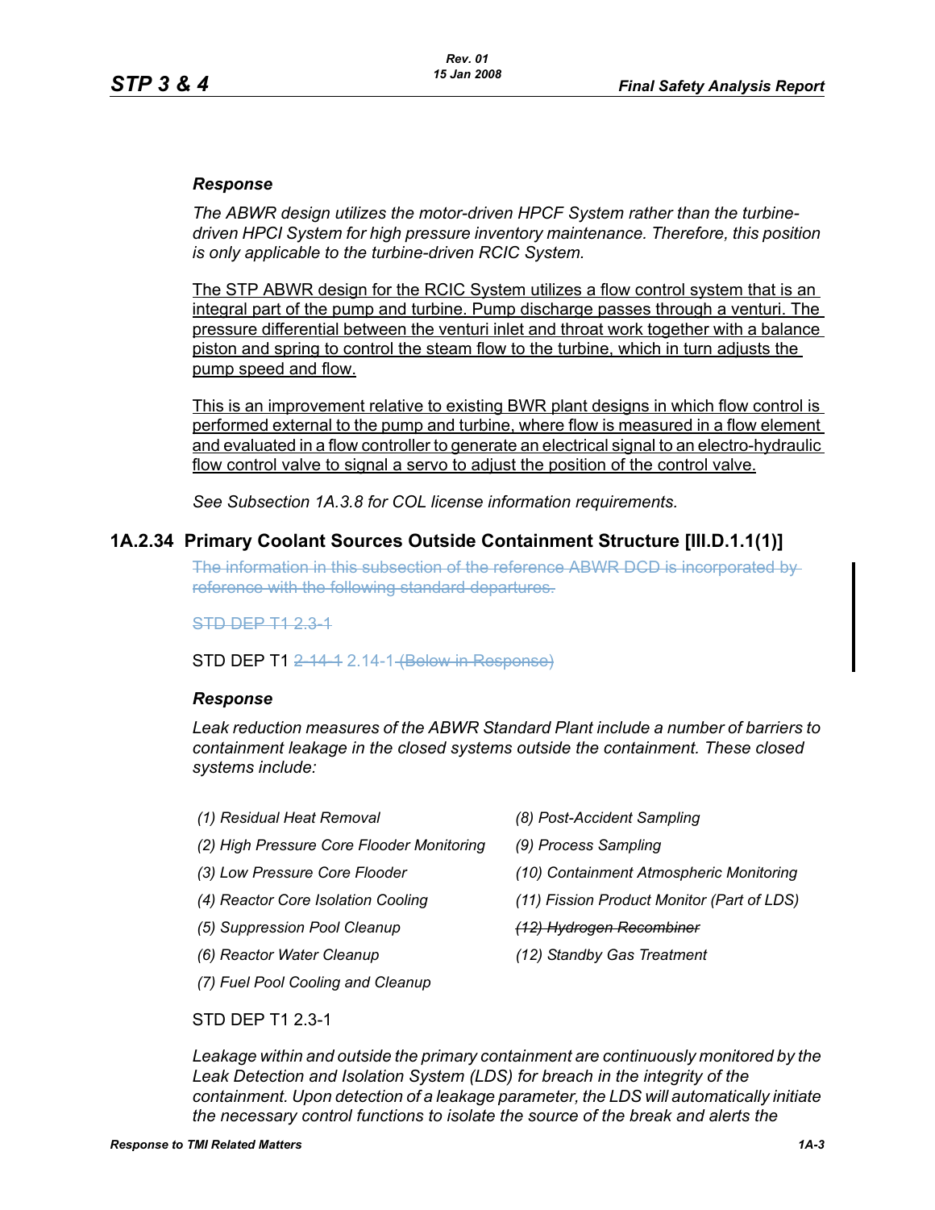*Response*

*The ABWR design utilizes the motor-driven HPCF System rather than the turbine-driven HPCI System for high pressure inventory maintenance. Therefore, this position is only applicable to the turbine-driven RCIC System.*

<u>The STP ABWR design for the RCIC System utilizes a flow control system that is an integral part of the pump and turbine. Pump discharge passes through a venturi. The pressure differential between the venturi inlet and throat work together with a balance piston and spring to control the steam flow to the turbine, which in turn adjusts the pump speed and flow.</u>

<u>This is an improvement relative to existing BWR plant designs in which flow control is performed external to the pump and turbine, where flow is measured in a flow element and evaluated in a flow controller to generate an electrical signal to an electro-hydraulic flow control valve to signal a servo to adjust the position of the control valve.</u>

*See Subsection 1A.3.8 for COL license information requirements.*

## 1A.2.34 Primary Coolant Sources Outside Containment Structure [III.D.1.1(1)]

~~The information in this subsection of the reference ABWR DCD is incorporated by reference with the following standard departures.~~

~~STD DEP T1 2.3-1~~

STD DEP T1 ~~2-14-1~~ 2.14-1 ~~(Below in Response)~~

*Response*

*Leak reduction measures of the ABWR Standard Plant include a number of barriers to containment leakage in the closed systems outside the containment. These closed systems include:*

*(1) Residual Heat Removal*

*(2) High Pressure Core Flooder Monitoring*

*(3) Low Pressure Core Flooder*

*(4) Reactor Core Isolation Cooling*

*(5) Suppression Pool Cleanup*

*(6) Reactor Water Cleanup*

*(7) Fuel Pool Cooling and Cleanup*

*(8) Post-Accident Sampling*

*(9) Process Sampling*

*(10) Containment Atmospheric Monitoring*

*(11) Fission Product Monitor (Part of LDS)*

~~*(12) Hydrogen Recombiner*~~

*(12) Standby Gas Treatment*

STD DEP T1 2.3-1

*Leakage within and outside the primary containment are continuously monitored by the Leak Detection and Isolation System (LDS) for breach in the integrity of the containment. Upon detection of a leakage parameter, the LDS will automatically initiate the necessary control functions to isolate the source of the break and alerts the*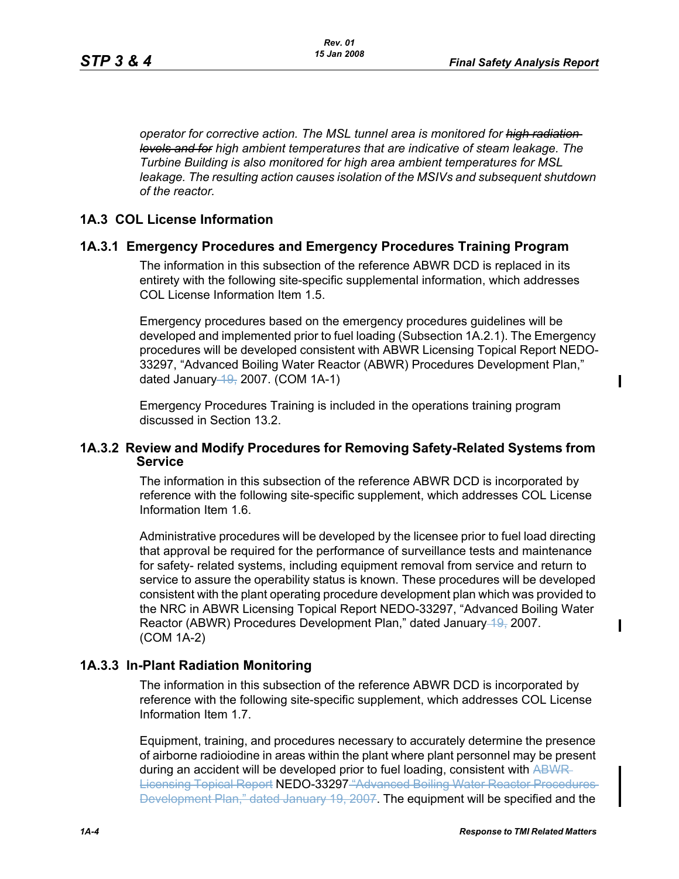*operator for corrective action. The MSL tunnel area is monitored for ~~high radiation levels and for~~ high ambient temperatures that are indicative of steam leakage. The Turbine Building is also monitored for high area ambient temperatures for MSL leakage. The resulting action causes isolation of the MSIVs and subsequent shutdown of the reactor.*

## 1A.3 COL License Information

### 1A.3.1 Emergency Procedures and Emergency Procedures Training Program

The information in this subsection of the reference ABWR DCD is replaced in its entirety with the following site-specific supplemental information, which addresses COL License Information Item 1.5.

Emergency procedures based on the emergency procedures guidelines will be developed and implemented prior to fuel loading (Subsection 1A.2.1). The Emergency procedures will be developed consistent with ABWR Licensing Topical Report NEDO-33297, "Advanced Boiling Water Reactor (ABWR) Procedures Development Plan," dated January ~~19,~~ 2007. (COM 1A-1)

Emergency Procedures Training is included in the operations training program discussed in Section 13.2.

### 1A.3.2 Review and Modify Procedures for Removing Safety-Related Systems from Service

The information in this subsection of the reference ABWR DCD is incorporated by reference with the following site-specific supplement, which addresses COL License Information Item 1.6.

Administrative procedures will be developed by the licensee prior to fuel load directing that approval be required for the performance of surveillance tests and maintenance for safety- related systems, including equipment removal from service and return to service to assure the operability status is known. These procedures will be developed consistent with the plant operating procedure development plan which was provided to the NRC in ABWR Licensing Topical Report NEDO-33297, "Advanced Boiling Water Reactor (ABWR) Procedures Development Plan," dated January ~~19,~~ 2007. (COM 1A-2)

### 1A.3.3 In-Plant Radiation Monitoring

The information in this subsection of the reference ABWR DCD is incorporated by reference with the following site-specific supplement, which addresses COL License Information Item 1.7.

Equipment, training, and procedures necessary to accurately determine the presence of airborne radioiodine in areas within the plant where plant personnel may be present during an accident will be developed prior to fuel loading, consistent with ~~ABWR Licensing Topical Report~~ NEDO-33297 ~~"Advanced Boiling Water Reactor Procedures Development Plan," dated January 19, 2007~~. The equipment will be specified and the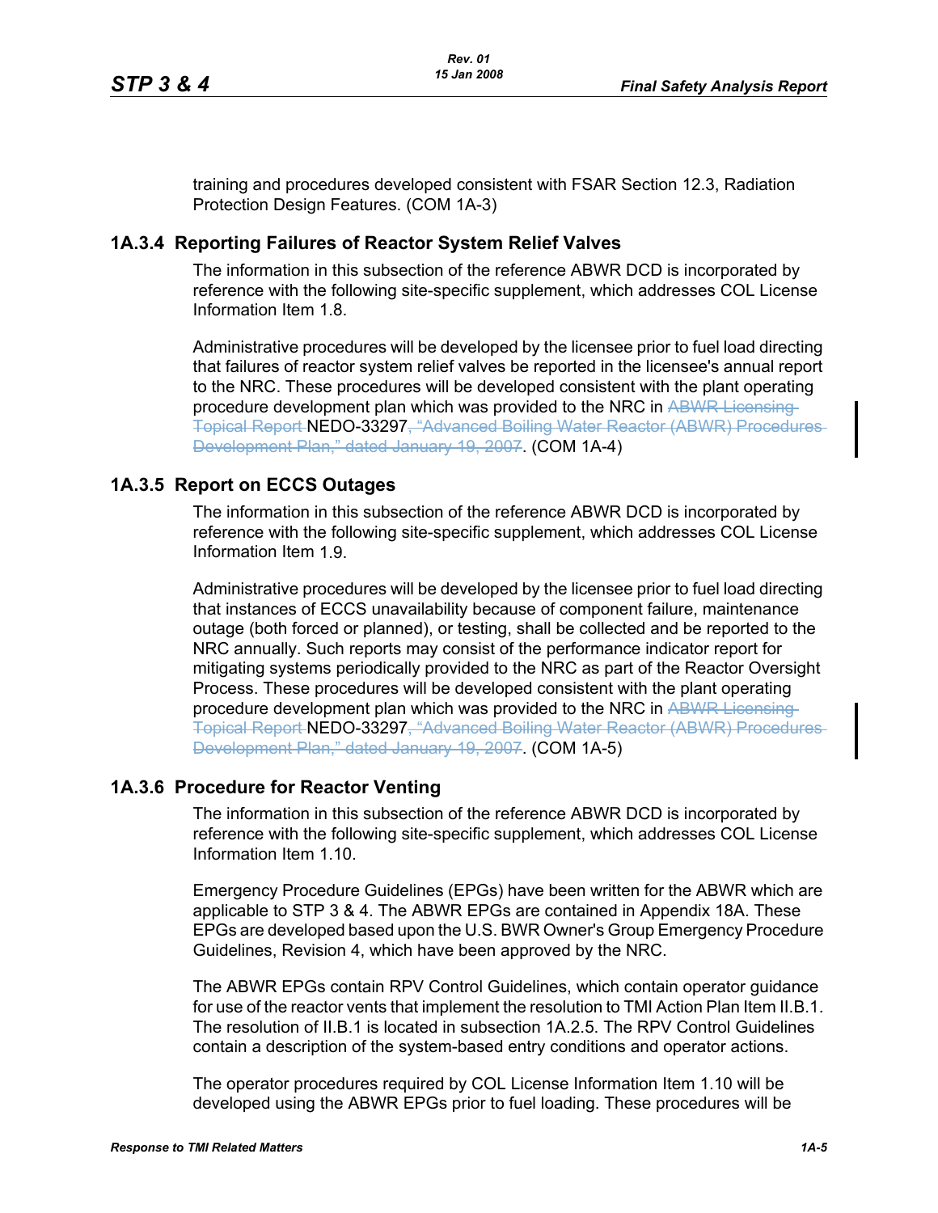training and procedures developed consistent with FSAR Section 12.3, Radiation Protection Design Features. (COM 1A-3)

### 1A.3.4 Reporting Failures of Reactor System Relief Valves

The information in this subsection of the reference ABWR DCD is incorporated by reference with the following site-specific supplement, which addresses COL License Information Item 1.8.

Administrative procedures will be developed by the licensee prior to fuel load directing that failures of reactor system relief valves be reported in the licensee's annual report to the NRC. These procedures will be developed consistent with the plant operating procedure development plan which was provided to the NRC in ~~ABWR Licensing Topical Report~~ NEDO-33297~~, "Advanced Boiling Water Reactor (ABWR) Procedures Development Plan," dated January 19, 2007~~. (COM 1A-4)

### 1A.3.5 Report on ECCS Outages

The information in this subsection of the reference ABWR DCD is incorporated by reference with the following site-specific supplement, which addresses COL License Information Item 1.9.

Administrative procedures will be developed by the licensee prior to fuel load directing that instances of ECCS unavailability because of component failure, maintenance outage (both forced or planned), or testing, shall be collected and be reported to the NRC annually. Such reports may consist of the performance indicator report for mitigating systems periodically provided to the NRC as part of the Reactor Oversight Process. These procedures will be developed consistent with the plant operating procedure development plan which was provided to the NRC in ~~ABWR Licensing Topical Report~~ NEDO-33297~~, "Advanced Boiling Water Reactor (ABWR) Procedures Development Plan," dated January 19, 2007~~. (COM 1A-5)

### 1A.3.6 Procedure for Reactor Venting

The information in this subsection of the reference ABWR DCD is incorporated by reference with the following site-specific supplement, which addresses COL License Information Item 1.10.

Emergency Procedure Guidelines (EPGs) have been written for the ABWR which are applicable to STP 3 & 4. The ABWR EPGs are contained in Appendix 18A. These EPGs are developed based upon the U.S. BWR Owner's Group Emergency Procedure Guidelines, Revision 4, which have been approved by the NRC.

The ABWR EPGs contain RPV Control Guidelines, which contain operator guidance for use of the reactor vents that implement the resolution to TMI Action Plan Item II.B.1. The resolution of II.B.1 is located in subsection 1A.2.5. The RPV Control Guidelines contain a description of the system-based entry conditions and operator actions.

The operator procedures required by COL License Information Item 1.10 will be developed using the ABWR EPGs prior to fuel loading. These procedures will be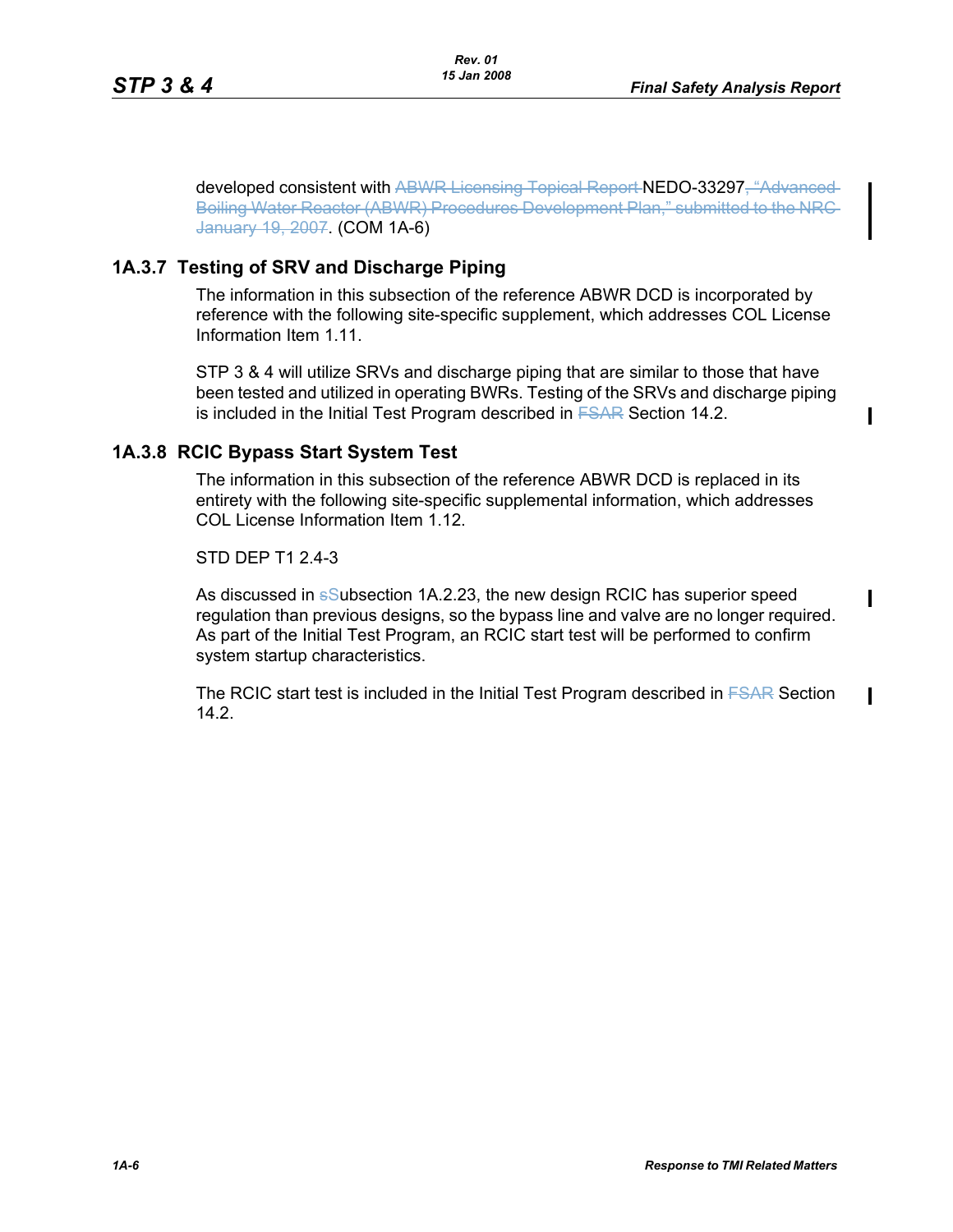developed consistent with ~~ABWR Licensing Topical Report~~ NEDO-33297~~, "Advanced Boiling Water Reactor (ABWR) Procedures Development Plan," submitted to the NRC January 19, 2007~~. (COM 1A-6)

## 1A.3.7 Testing of SRV and Discharge Piping

The information in this subsection of the reference ABWR DCD is incorporated by reference with the following site-specific supplement, which addresses COL License Information Item 1.11.

STP 3 & 4 will utilize SRVs and discharge piping that are similar to those that have been tested and utilized in operating BWRs. Testing of the SRVs and discharge piping is included in the Initial Test Program described in ~~FSAR~~ Section 14.2.

## 1A.3.8 RCIC Bypass Start System Test

The information in this subsection of the reference ABWR DCD is replaced in its entirety with the following site-specific supplemental information, which addresses COL License Information Item 1.12.

STD DEP T1 2.4-3

As discussed in ~~s~~Subsection 1A.2.23, the new design RCIC has superior speed regulation than previous designs, so the bypass line and valve are no longer required. As part of the Initial Test Program, an RCIC start test will be performed to confirm system startup characteristics.

The RCIC start test is included in the Initial Test Program described in ~~FSAR~~ Section 14.2.